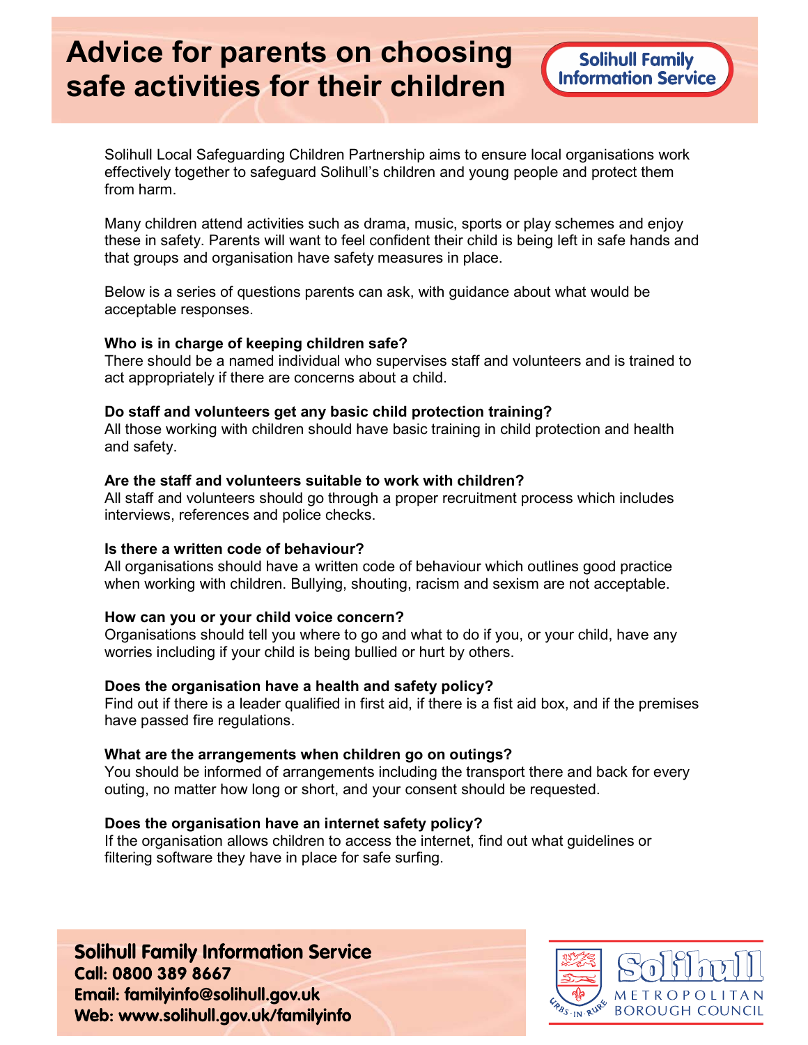# Advice for parents on choosing safe activities for their children

Solihull Family Information Service

Solihull Local Safeguarding Children Partnership aims to ensure local organisations work effectively together to safeguard Solihull's children and young people and protect them from harm.

Many children attend activities such as drama, music, sports or play schemes and enjoy these in safety. Parents will want to feel confident their child is being left in safe hands and that groups and organisation have safety measures in place.

Below is a series of questions parents can ask, with guidance about what would be acceptable responses.

**Who is in charge of keeping children safe?**
There should be a named individual who supervises staff and volunteers and is trained to act appropriately if there are concerns about a child.

**Do staff and volunteers get any basic child protection training?**
All those working with children should have basic training in child protection and health and safety.

**Are the staff and volunteers suitable to work with children?**
All staff and volunteers should go through a proper recruitment process which includes interviews, references and police checks.

**Is there a written code of behaviour?**
All organisations should have a written code of behaviour which outlines good practice when working with children. Bullying, shouting, racism and sexism are not acceptable.

**How can you or your child voice concern?**
Organisations should tell you where to go and what to do if you, or your child, have any worries including if your child is being bullied or hurt by others.

**Does the organisation have a health and safety policy?**
Find out if there is a leader qualified in first aid, if there is a fist aid box, and if the premises have passed fire regulations.

**What are the arrangements when children go on outings?**
You should be informed of arrangements including the transport there and back for every outing, no matter how long or short, and your consent should be requested.

**Does the organisation have an internet safety policy?**
If the organisation allows children to access the internet, find out what guidelines or filtering software they have in place for safe surfing.

**Solihull Family Information Service**
**Call: 0800 389 8667**
**Email: familyinfo@solihull.gov.uk**
**Web: www.solihull.gov.uk/familyinfo**

Solihull Metropolitan Borough Council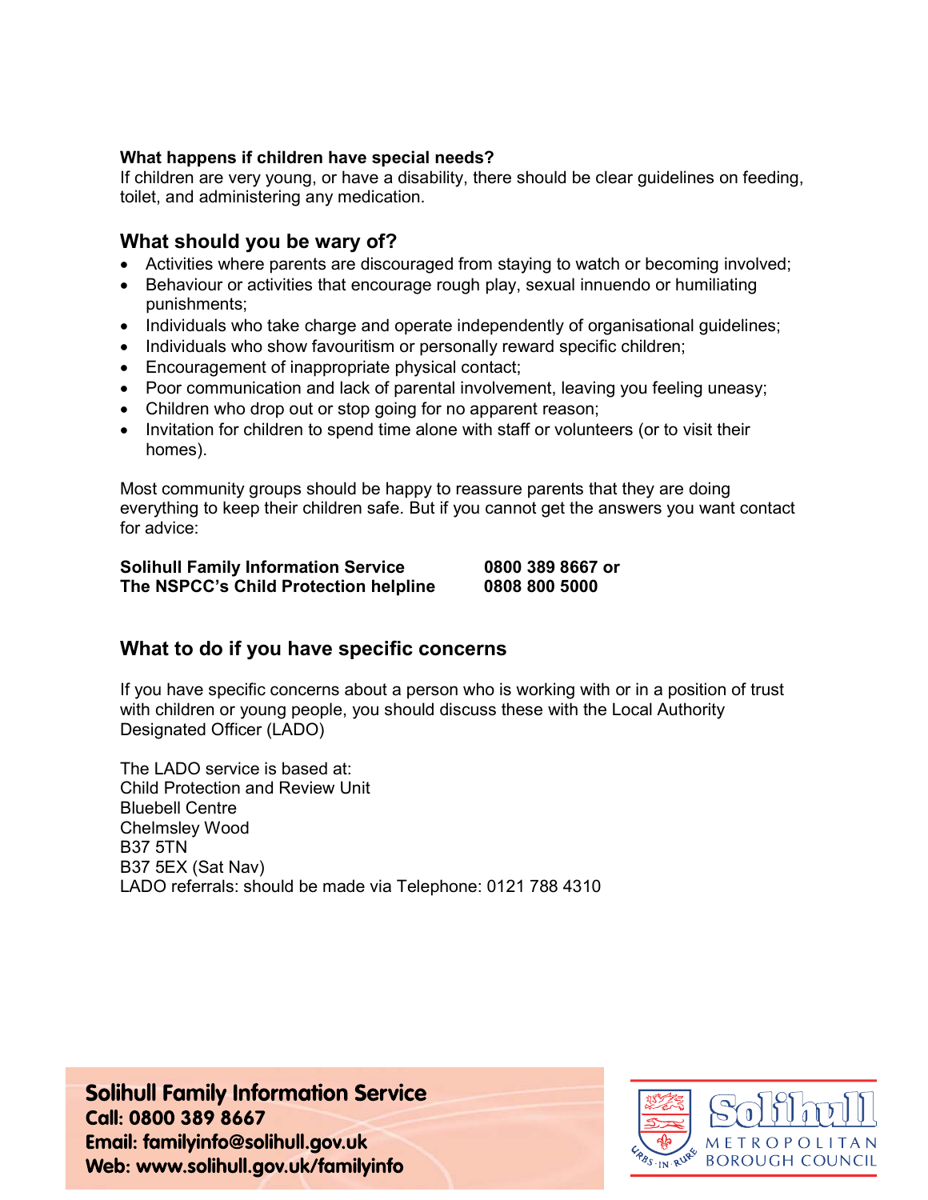**What happens if children have special needs?**
If children are very young, or have a disability, there should be clear guidelines on feeding, toilet, and administering any medication.

## What should you be wary of?

- Activities where parents are discouraged from staying to watch or becoming involved;
- Behaviour or activities that encourage rough play, sexual innuendo or humiliating punishments;
- Individuals who take charge and operate independently of organisational guidelines;
- Individuals who show favouritism or personally reward specific children;
- Encouragement of inappropriate physical contact;
- Poor communication and lack of parental involvement, leaving you feeling uneasy;
- Children who drop out or stop going for no apparent reason;
- Invitation for children to spend time alone with staff or volunteers (or to visit their homes).

Most community groups should be happy to reassure parents that they are doing everything to keep their children safe. But if you cannot get the answers you want contact for advice:

| | |
|---|---|
| **Solihull Family Information Service** | **0800 389 8667 or** |
| **The NSPCC's Child Protection helpline** | **0808 800 5000** |

## What to do if you have specific concerns

If you have specific concerns about a person who is working with or in a position of trust with children or young people, you should discuss these with the Local Authority Designated Officer (LADO)

The LADO service is based at:
Child Protection and Review Unit
Bluebell Centre
Chelmsley Wood
B37 5TN
B37 5EX (Sat Nav)
LADO referrals: should be made via Telephone: 0121 788 4310

**Solihull Family Information Service**
**Call: 0800 389 8667**
**Email: familyinfo@solihull.gov.uk**
**Web: www.solihull.gov.uk/familyinfo**

Solihull METROPOLITAN BOROUGH COUNCIL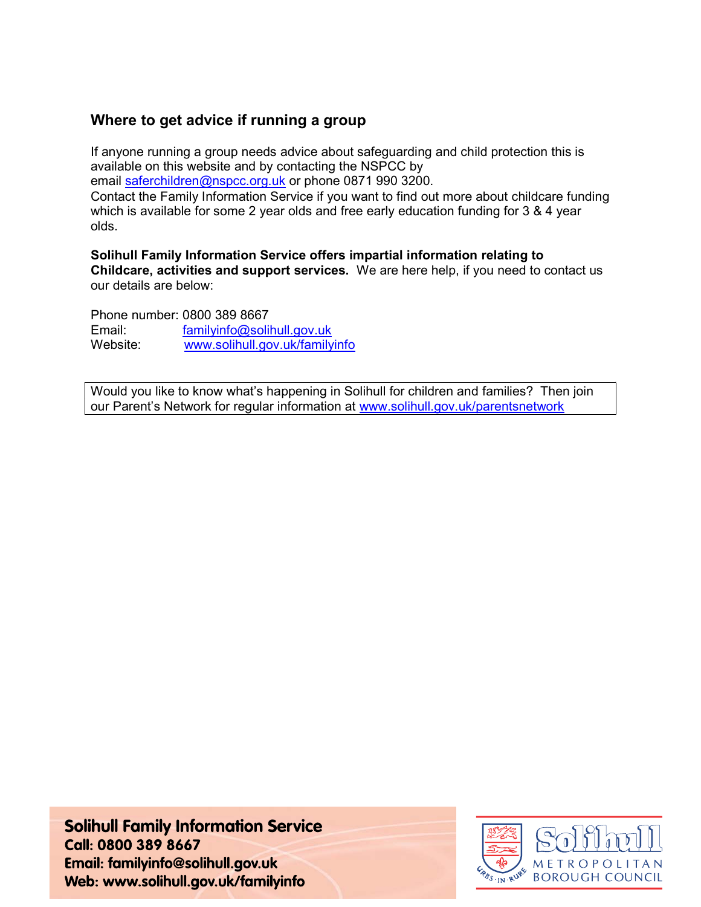## Where to get advice if running a group

If anyone running a group needs advice about safeguarding and child protection this is available on this website and by contacting the NSPCC by email saferchildren@nspcc.org.uk or phone 0871 990 3200.
Contact the Family Information Service if you want to find out more about childcare funding which is available for some 2 year olds and free early education funding for 3 & 4 year olds.

**Solihull Family Information Service offers impartial information relating to Childcare, activities and support services.** We are here help, if you need to contact us our details are below:

Phone number: 0800 389 8667
Email: familyinfo@solihull.gov.uk
Website: www.solihull.gov.uk/familyinfo

Would you like to know what's happening in Solihull for children and families? Then join our Parent's Network for regular information at www.solihull.gov.uk/parentsnetwork

**Solihull Family Information Service**
**Call: 0800 389 8667**
**Email: familyinfo@solihull.gov.uk**
**Web: www.solihull.gov.uk/familyinfo**

URBS IN RURE
Solihull
METROPOLITAN BOROUGH COUNCIL